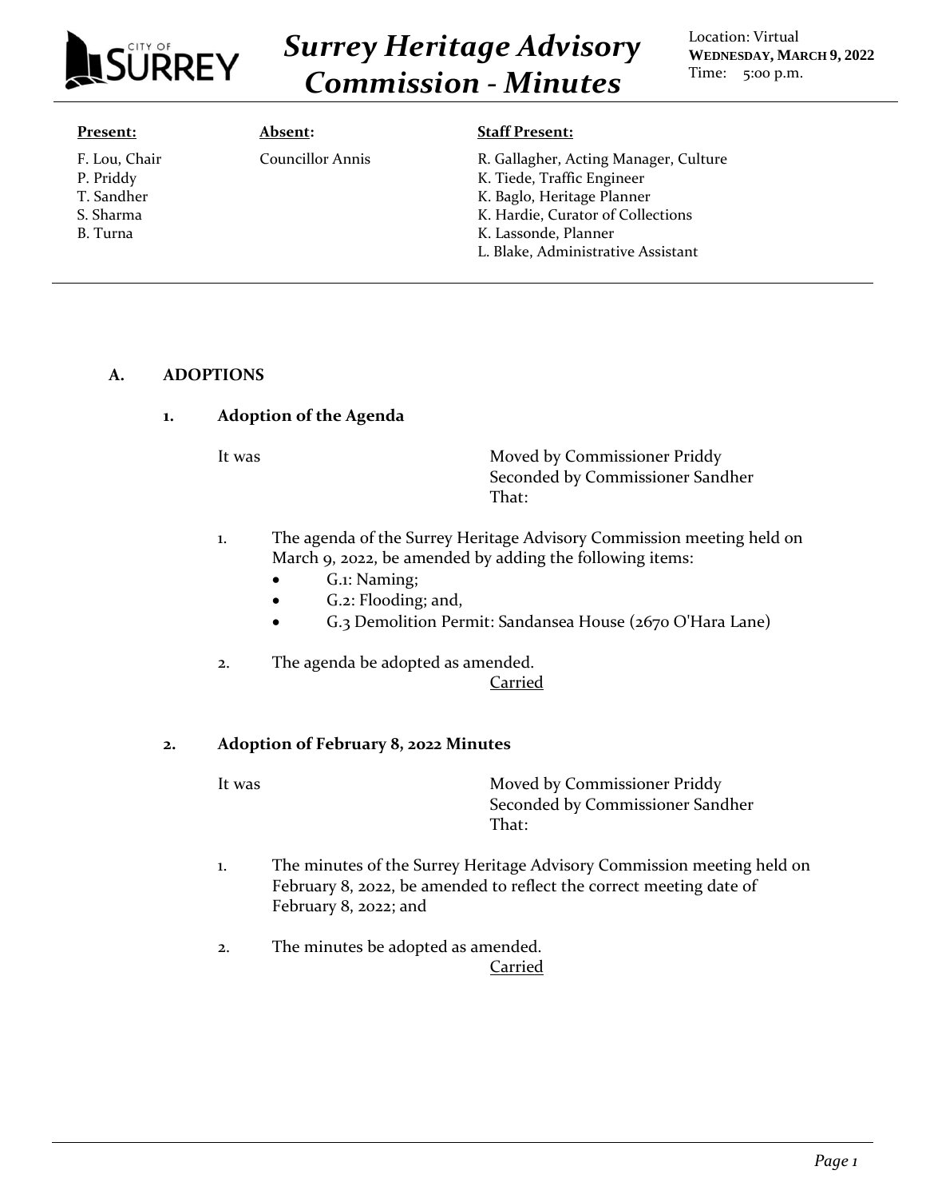# Surrey Heritage Advisory Commission - Minutes

Location: Virtual
**WEDNESDAY, MARCH 9, 2022**
Time: 5:00 p.m.

| **Present:** | **Absent:** | **Staff Present:** |
| --- | --- | --- |
| F. Lou, Chair | Councillor Annis | R. Gallagher, Acting Manager, Culture |
| P. Priddy | | K. Tiede, Traffic Engineer |
| T. Sandher | | K. Baglo, Heritage Planner |
| S. Sharma | | K. Hardie, Curator of Collections |
| B. Turna | | K. Lassonde, Planner |
| | | L. Blake, Administrative Assistant |

## A. ADOPTIONS

### 1. Adoption of the Agenda

It was Moved by Commissioner Priddy
Seconded by Commissioner Sandher
That:

1. The agenda of the Surrey Heritage Advisory Commission meeting held on March 9, 2022, be amended by adding the following items:
   - G.1: Naming;
   - G.2: Flooding; and,
   - G.3 Demolition Permit: Sandansea House (2670 O'Hara Lane)

2. The agenda be adopted as amended.

<u>Carried</u>

### 2. Adoption of February 8, 2022 Minutes

It was Moved by Commissioner Priddy
Seconded by Commissioner Sandher
That:

1. The minutes of the Surrey Heritage Advisory Commission meeting held on February 8, 2022, be amended to reflect the correct meeting date of February 8, 2022; and

2. The minutes be adopted as amended.

<u>Carried</u>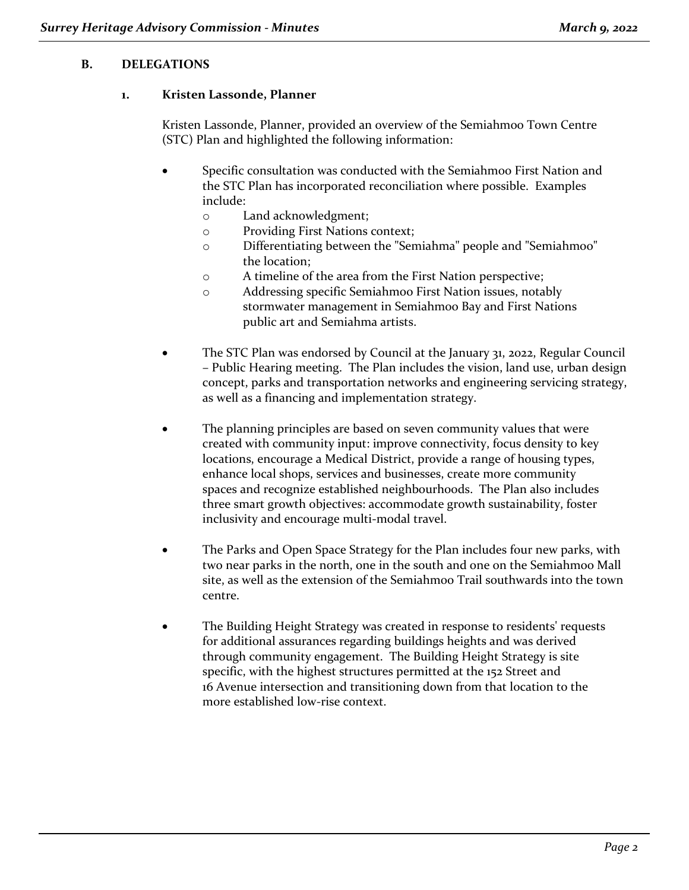## B. DELEGATIONS

### 1. Kristen Lassonde, Planner

Kristen Lassonde, Planner, provided an overview of the Semiahmoo Town Centre (STC) Plan and highlighted the following information:

- Specific consultation was conducted with the Semiahmoo First Nation and the STC Plan has incorporated reconciliation where possible. Examples include:
  - Land acknowledgment;
  - Providing First Nations context;
  - Differentiating between the "Semiahma" people and "Semiahmoo" the location;
  - A timeline of the area from the First Nation perspective;
  - Addressing specific Semiahmoo First Nation issues, notably stormwater management in Semiahmoo Bay and First Nations public art and Semiahma artists.

- The STC Plan was endorsed by Council at the January 31, 2022, Regular Council – Public Hearing meeting. The Plan includes the vision, land use, urban design concept, parks and transportation networks and engineering servicing strategy, as well as a financing and implementation strategy.

- The planning principles are based on seven community values that were created with community input: improve connectivity, focus density to key locations, encourage a Medical District, provide a range of housing types, enhance local shops, services and businesses, create more community spaces and recognize established neighbourhoods. The Plan also includes three smart growth objectives: accommodate growth sustainability, foster inclusivity and encourage multi-modal travel.

- The Parks and Open Space Strategy for the Plan includes four new parks, with two near parks in the north, one in the south and one on the Semiahmoo Mall site, as well as the extension of the Semiahmoo Trail southwards into the town centre.

- The Building Height Strategy was created in response to residents' requests for additional assurances regarding buildings heights and was derived through community engagement. The Building Height Strategy is site specific, with the highest structures permitted at the 152 Street and 16 Avenue intersection and transitioning down from that location to the more established low-rise context.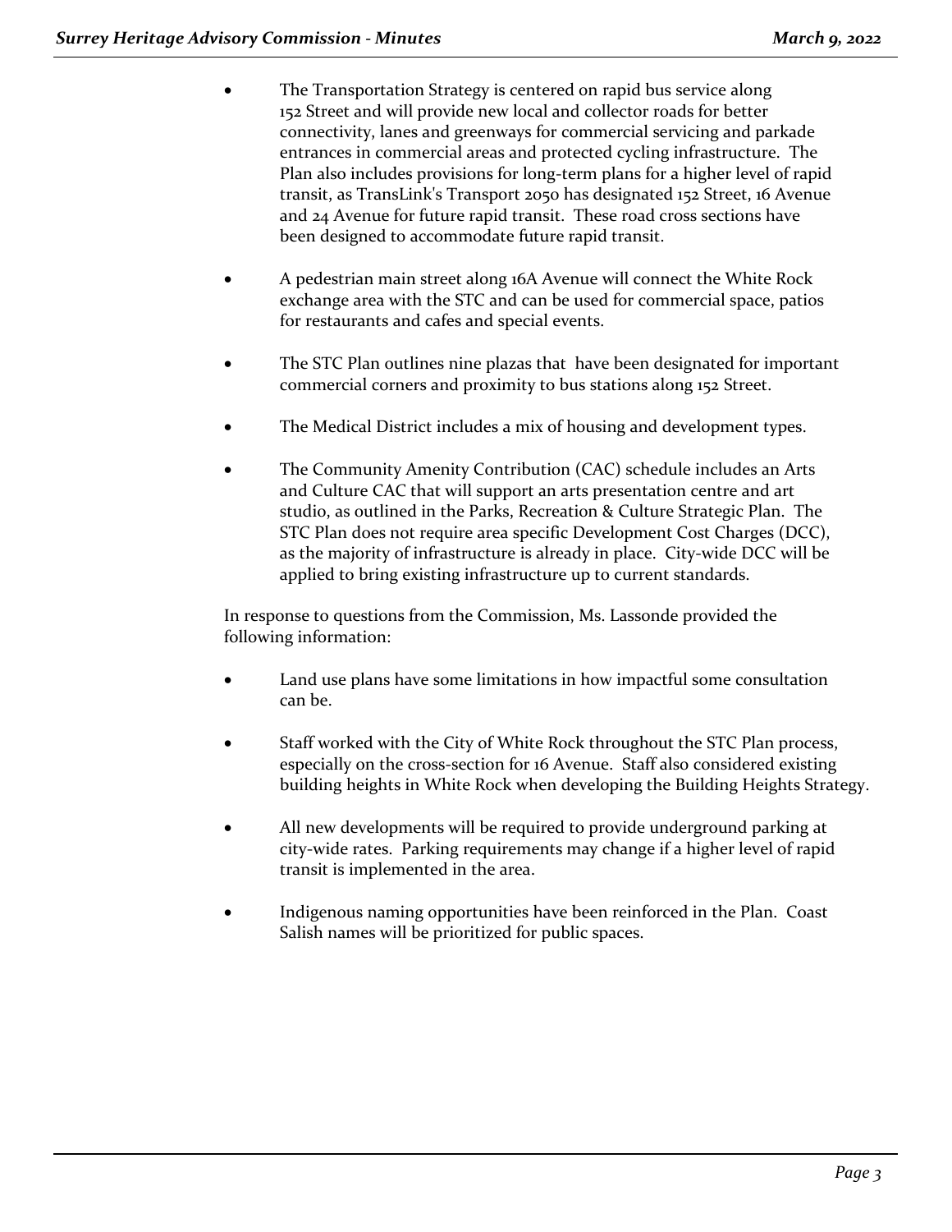- The Transportation Strategy is centered on rapid bus service along 152 Street and will provide new local and collector roads for better connectivity, lanes and greenways for commercial servicing and parkade entrances in commercial areas and protected cycling infrastructure. The Plan also includes provisions for long-term plans for a higher level of rapid transit, as TransLink's Transport 2050 has designated 152 Street, 16 Avenue and 24 Avenue for future rapid transit. These road cross sections have been designed to accommodate future rapid transit.

- A pedestrian main street along 16A Avenue will connect the White Rock exchange area with the STC and can be used for commercial space, patios for restaurants and cafes and special events.

- The STC Plan outlines nine plazas that have been designated for important commercial corners and proximity to bus stations along 152 Street.

- The Medical District includes a mix of housing and development types.

- The Community Amenity Contribution (CAC) schedule includes an Arts and Culture CAC that will support an arts presentation centre and art studio, as outlined in the Parks, Recreation & Culture Strategic Plan. The STC Plan does not require area specific Development Cost Charges (DCC), as the majority of infrastructure is already in place. City-wide DCC will be applied to bring existing infrastructure up to current standards.

In response to questions from the Commission, Ms. Lassonde provided the following information:

- Land use plans have some limitations in how impactful some consultation can be.

- Staff worked with the City of White Rock throughout the STC Plan process, especially on the cross-section for 16 Avenue. Staff also considered existing building heights in White Rock when developing the Building Heights Strategy.

- All new developments will be required to provide underground parking at city-wide rates. Parking requirements may change if a higher level of rapid transit is implemented in the area.

- Indigenous naming opportunities have been reinforced in the Plan. Coast Salish names will be prioritized for public spaces.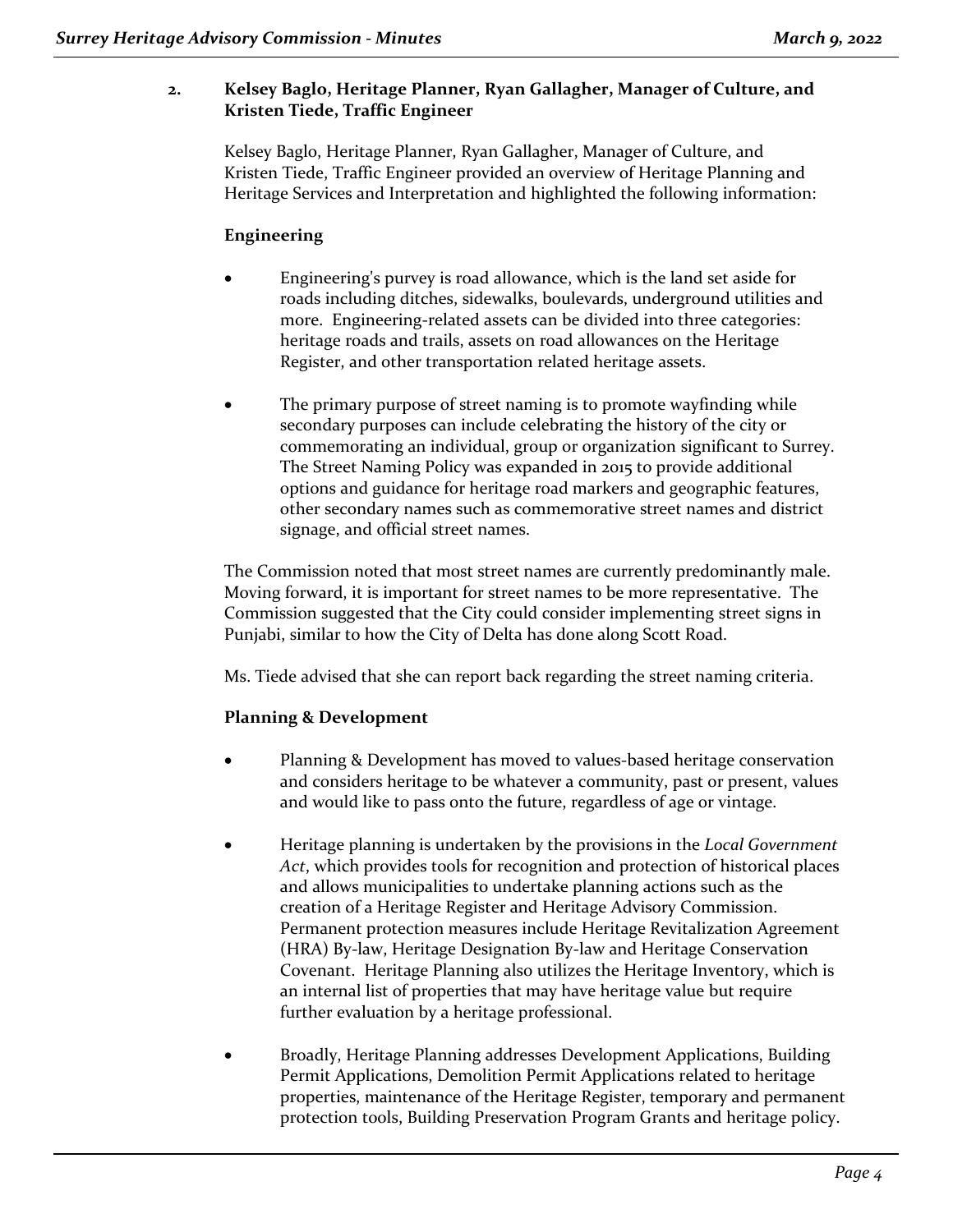2. **Kelsey Baglo, Heritage Planner, Ryan Gallagher, Manager of Culture, and Kristen Tiede, Traffic Engineer**

Kelsey Baglo, Heritage Planner, Ryan Gallagher, Manager of Culture, and Kristen Tiede, Traffic Engineer provided an overview of Heritage Planning and Heritage Services and Interpretation and highlighted the following information:

**Engineering**

- Engineering's purvey is road allowance, which is the land set aside for roads including ditches, sidewalks, boulevards, underground utilities and more. Engineering-related assets can be divided into three categories: heritage roads and trails, assets on road allowances on the Heritage Register, and other transportation related heritage assets.

- The primary purpose of street naming is to promote wayfinding while secondary purposes can include celebrating the history of the city or commemorating an individual, group or organization significant to Surrey. The Street Naming Policy was expanded in 2015 to provide additional options and guidance for heritage road markers and geographic features, other secondary names such as commemorative street names and district signage, and official street names.

The Commission noted that most street names are currently predominantly male. Moving forward, it is important for street names to be more representative. The Commission suggested that the City could consider implementing street signs in Punjabi, similar to how the City of Delta has done along Scott Road.

Ms. Tiede advised that she can report back regarding the street naming criteria.

**Planning & Development**

- Planning & Development has moved to values-based heritage conservation and considers heritage to be whatever a community, past or present, values and would like to pass onto the future, regardless of age or vintage.

- Heritage planning is undertaken by the provisions in the *Local Government Act*, which provides tools for recognition and protection of historical places and allows municipalities to undertake planning actions such as the creation of a Heritage Register and Heritage Advisory Commission. Permanent protection measures include Heritage Revitalization Agreement (HRA) By-law, Heritage Designation By-law and Heritage Conservation Covenant. Heritage Planning also utilizes the Heritage Inventory, which is an internal list of properties that may have heritage value but require further evaluation by a heritage professional.

- Broadly, Heritage Planning addresses Development Applications, Building Permit Applications, Demolition Permit Applications related to heritage properties, maintenance of the Heritage Register, temporary and permanent protection tools, Building Preservation Program Grants and heritage policy.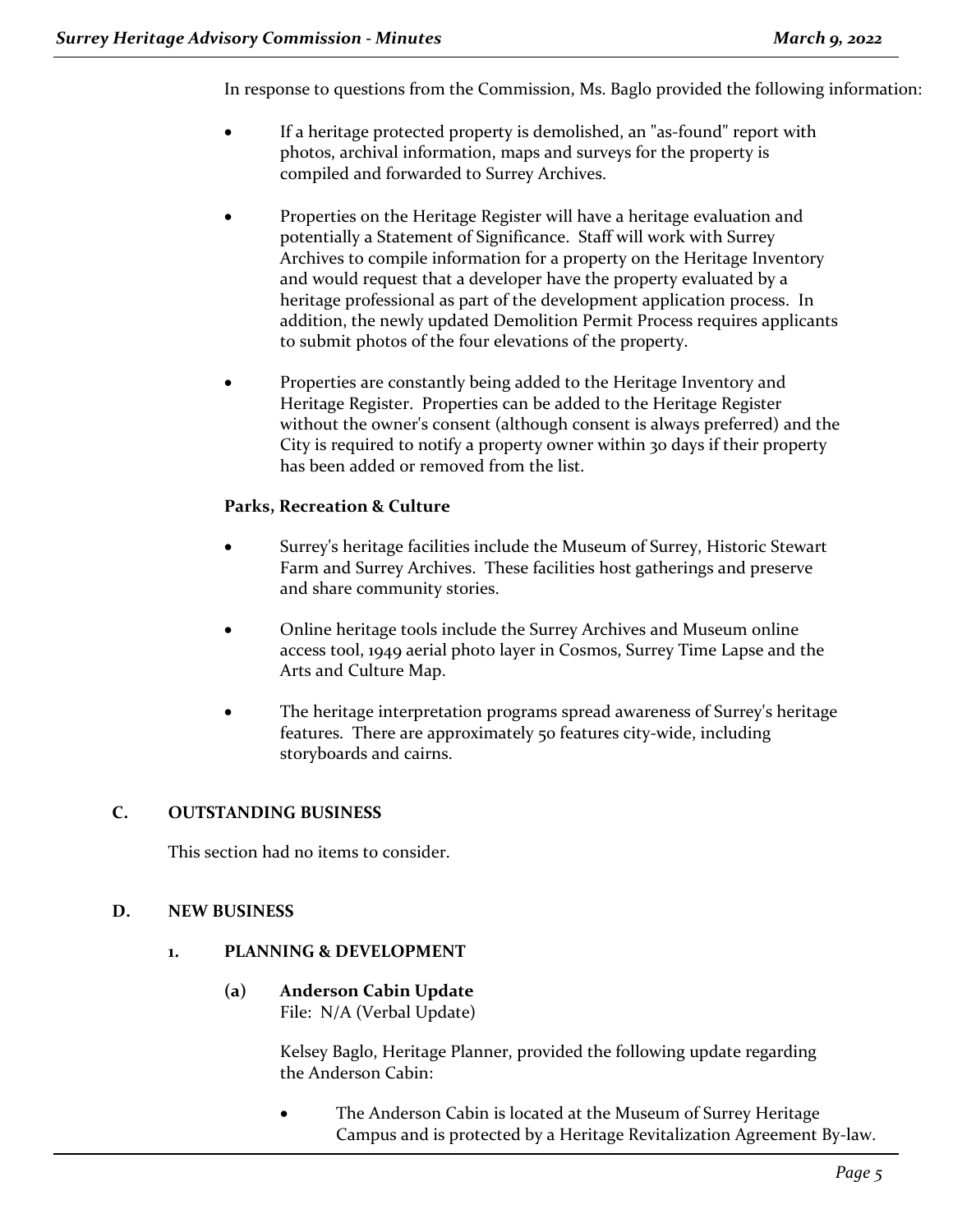In response to questions from the Commission, Ms. Baglo provided the following information:

- If a heritage protected property is demolished, an "as-found" report with photos, archival information, maps and surveys for the property is compiled and forwarded to Surrey Archives.

- Properties on the Heritage Register will have a heritage evaluation and potentially a Statement of Significance. Staff will work with Surrey Archives to compile information for a property on the Heritage Inventory and would request that a developer have the property evaluated by a heritage professional as part of the development application process. In addition, the newly updated Demolition Permit Process requires applicants to submit photos of the four elevations of the property.

- Properties are constantly being added to the Heritage Inventory and Heritage Register. Properties can be added to the Heritage Register without the owner's consent (although consent is always preferred) and the City is required to notify a property owner within 30 days if their property has been added or removed from the list.

**Parks, Recreation & Culture**

- Surrey's heritage facilities include the Museum of Surrey, Historic Stewart Farm and Surrey Archives. These facilities host gatherings and preserve and share community stories.

- Online heritage tools include the Surrey Archives and Museum online access tool, 1949 aerial photo layer in Cosmos, Surrey Time Lapse and the Arts and Culture Map.

- The heritage interpretation programs spread awareness of Surrey's heritage features. There are approximately 50 features city-wide, including storyboards and cairns.

## C. OUTSTANDING BUSINESS

This section had no items to consider.

## D. NEW BUSINESS

### 1. PLANNING & DEVELOPMENT

#### (a) Anderson Cabin Update

File: N/A (Verbal Update)

Kelsey Baglo, Heritage Planner, provided the following update regarding the Anderson Cabin:

- The Anderson Cabin is located at the Museum of Surrey Heritage Campus and is protected by a Heritage Revitalization Agreement By-law.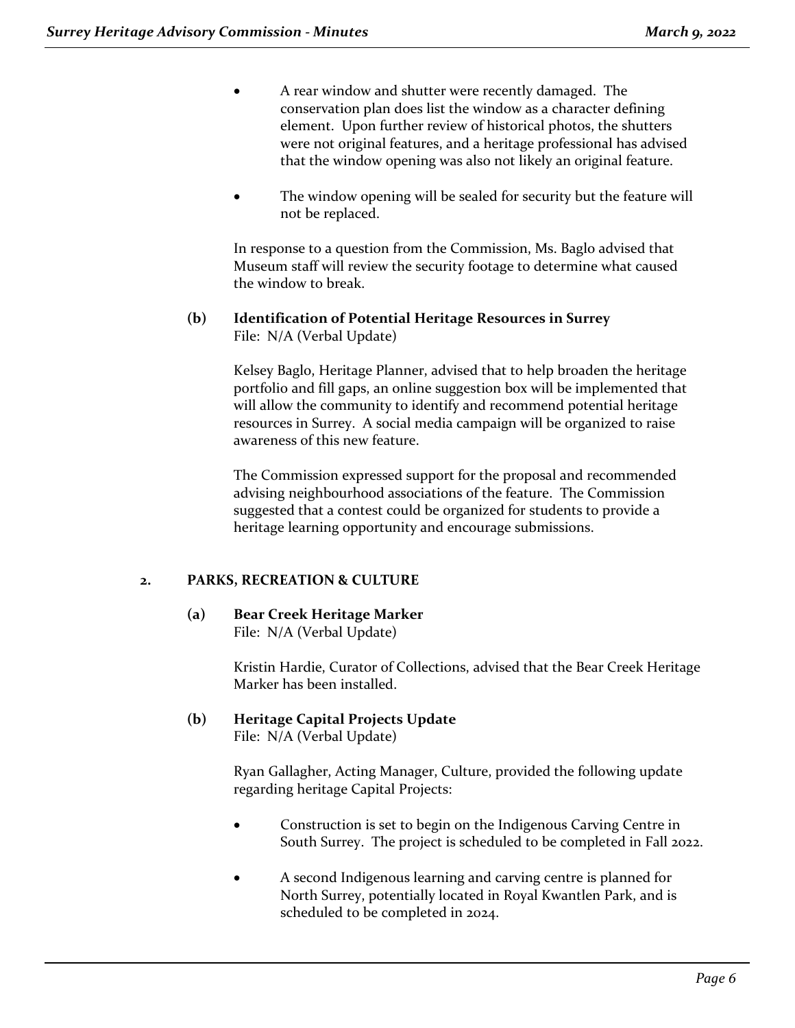- A rear window and shutter were recently damaged. The conservation plan does list the window as a character defining element. Upon further review of historical photos, the shutters were not original features, and a heritage professional has advised that the window opening was also not likely an original feature.

- The window opening will be sealed for security but the feature will not be replaced.

In response to a question from the Commission, Ms. Baglo advised that Museum staff will review the security footage to determine what caused the window to break.

**(b) Identification of Potential Heritage Resources in Surrey**
File: N/A (Verbal Update)

Kelsey Baglo, Heritage Planner, advised that to help broaden the heritage portfolio and fill gaps, an online suggestion box will be implemented that will allow the community to identify and recommend potential heritage resources in Surrey. A social media campaign will be organized to raise awareness of this new feature.

The Commission expressed support for the proposal and recommended advising neighbourhood associations of the feature. The Commission suggested that a contest could be organized for students to provide a heritage learning opportunity and encourage submissions.

## 2. PARKS, RECREATION & CULTURE

**(a) Bear Creek Heritage Marker**
File: N/A (Verbal Update)

Kristin Hardie, Curator of Collections, advised that the Bear Creek Heritage Marker has been installed.

**(b) Heritage Capital Projects Update**
File: N/A (Verbal Update)

Ryan Gallagher, Acting Manager, Culture, provided the following update regarding heritage Capital Projects:

- Construction is set to begin on the Indigenous Carving Centre in South Surrey. The project is scheduled to be completed in Fall 2022.

- A second Indigenous learning and carving centre is planned for North Surrey, potentially located in Royal Kwantlen Park, and is scheduled to be completed in 2024.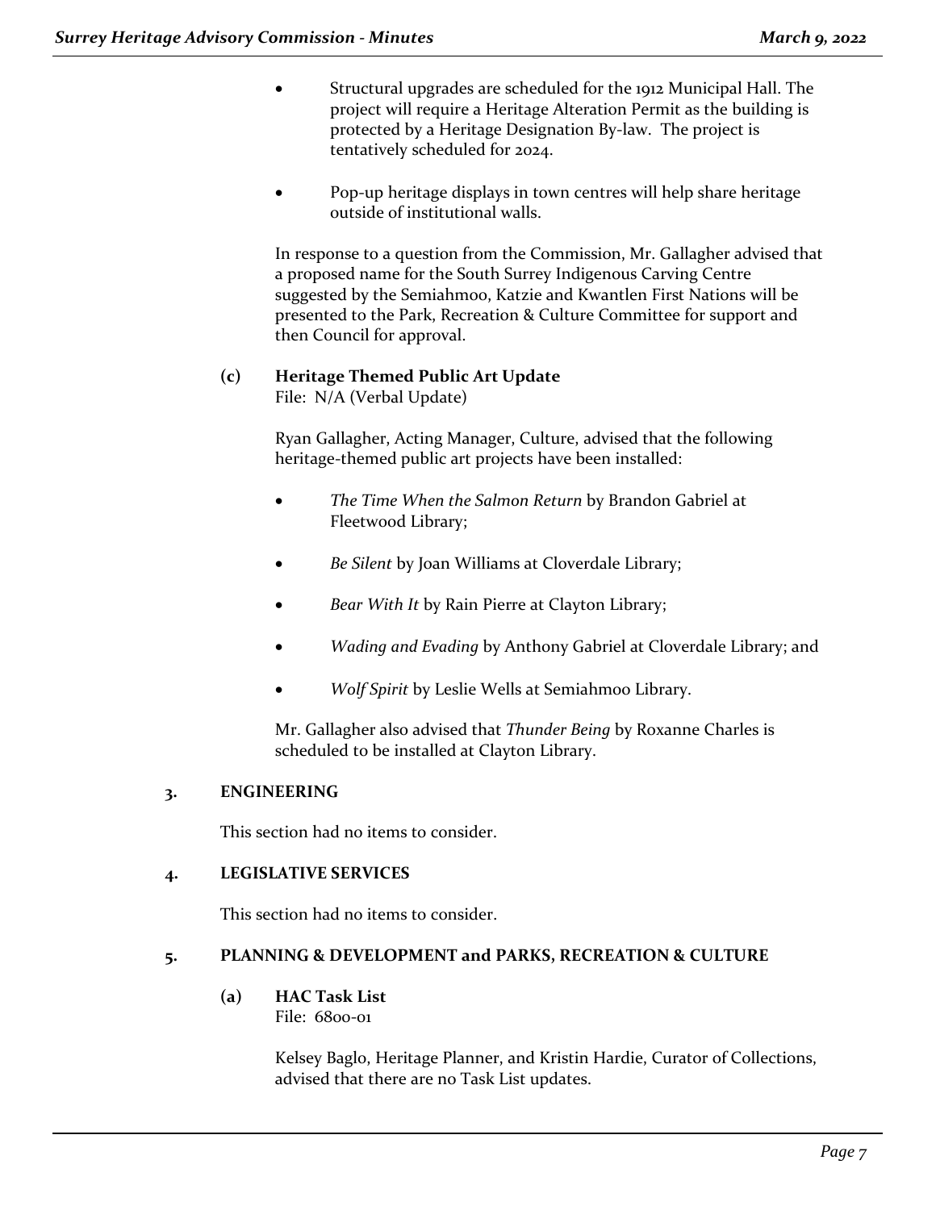- Structural upgrades are scheduled for the 1912 Municipal Hall. The project will require a Heritage Alteration Permit as the building is protected by a Heritage Designation By-law. The project is tentatively scheduled for 2024.

- Pop-up heritage displays in town centres will help share heritage outside of institutional walls.

In response to a question from the Commission, Mr. Gallagher advised that a proposed name for the South Surrey Indigenous Carving Centre suggested by the Semiahmoo, Katzie and Kwantlen First Nations will be presented to the Park, Recreation & Culture Committee for support and then Council for approval.

**(c) Heritage Themed Public Art Update**
File: N/A (Verbal Update)

Ryan Gallagher, Acting Manager, Culture, advised that the following heritage-themed public art projects have been installed:

- *The Time When the Salmon Return* by Brandon Gabriel at Fleetwood Library;

- *Be Silent* by Joan Williams at Cloverdale Library;

- *Bear With It* by Rain Pierre at Clayton Library;

- *Wading and Evading* by Anthony Gabriel at Cloverdale Library; and

- *Wolf Spirit* by Leslie Wells at Semiahmoo Library.

Mr. Gallagher also advised that *Thunder Being* by Roxanne Charles is scheduled to be installed at Clayton Library.

**3. ENGINEERING**

This section had no items to consider.

**4. LEGISLATIVE SERVICES**

This section had no items to consider.

**5. PLANNING & DEVELOPMENT and PARKS, RECREATION & CULTURE**

**(a) HAC Task List**
File: 6800-01

Kelsey Baglo, Heritage Planner, and Kristin Hardie, Curator of Collections, advised that there are no Task List updates.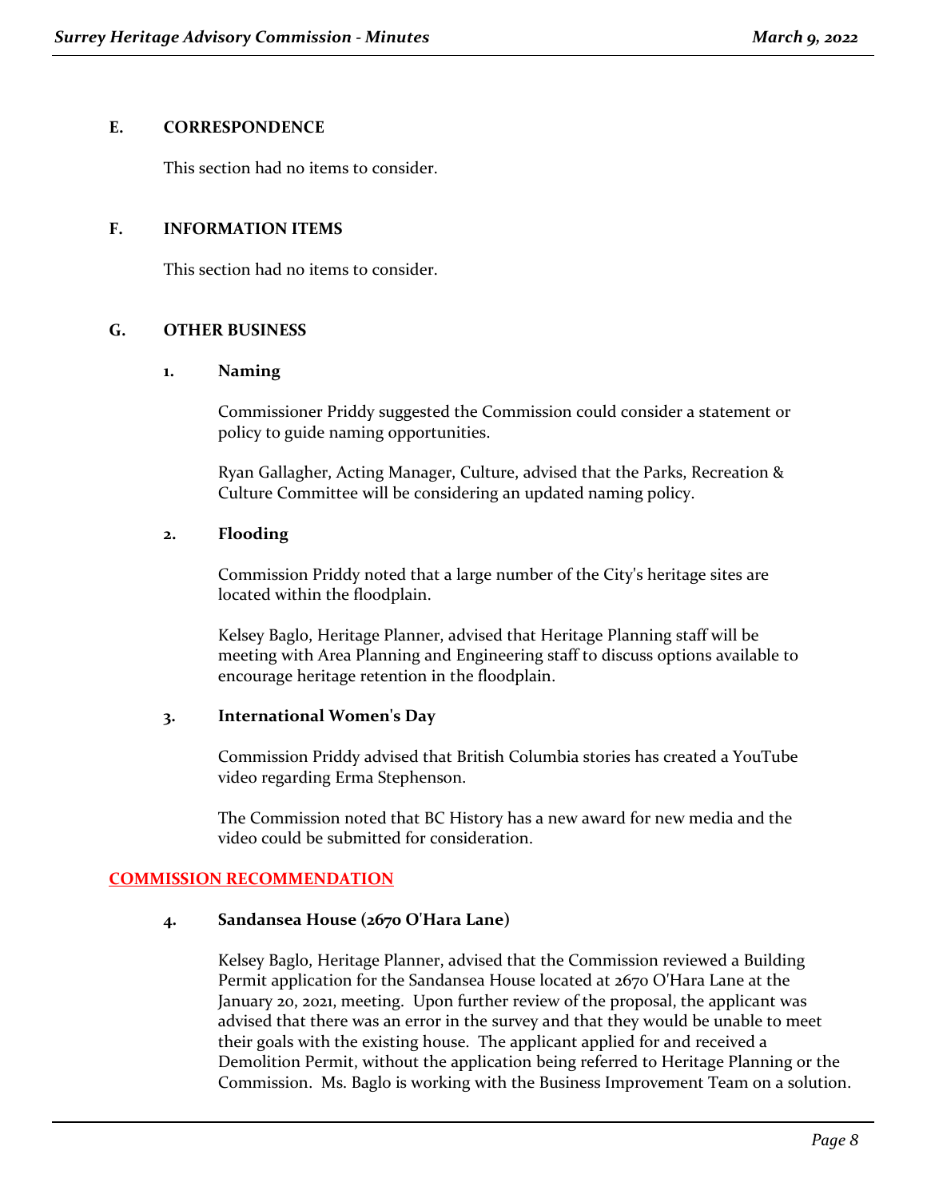## E. CORRESPONDENCE

This section had no items to consider.

## F. INFORMATION ITEMS

This section had no items to consider.

## G. OTHER BUSINESS

### 1. Naming

Commissioner Priddy suggested the Commission could consider a statement or policy to guide naming opportunities.

Ryan Gallagher, Acting Manager, Culture, advised that the Parks, Recreation & Culture Committee will be considering an updated naming policy.

### 2. Flooding

Commission Priddy noted that a large number of the City's heritage sites are located within the floodplain.

Kelsey Baglo, Heritage Planner, advised that Heritage Planning staff will be meeting with Area Planning and Engineering staff to discuss options available to encourage heritage retention in the floodplain.

### 3. International Women's Day

Commission Priddy advised that British Columbia stories has created a YouTube video regarding Erma Stephenson.

The Commission noted that BC History has a new award for new media and the video could be submitted for consideration.

**COMMISSION RECOMMENDATION**

### 4. Sandansea House (2670 O'Hara Lane)

Kelsey Baglo, Heritage Planner, advised that the Commission reviewed a Building Permit application for the Sandansea House located at 2670 O'Hara Lane at the January 20, 2021, meeting. Upon further review of the proposal, the applicant was advised that there was an error in the survey and that they would be unable to meet their goals with the existing house. The applicant applied for and received a Demolition Permit, without the application being referred to Heritage Planning or the Commission. Ms. Baglo is working with the Business Improvement Team on a solution.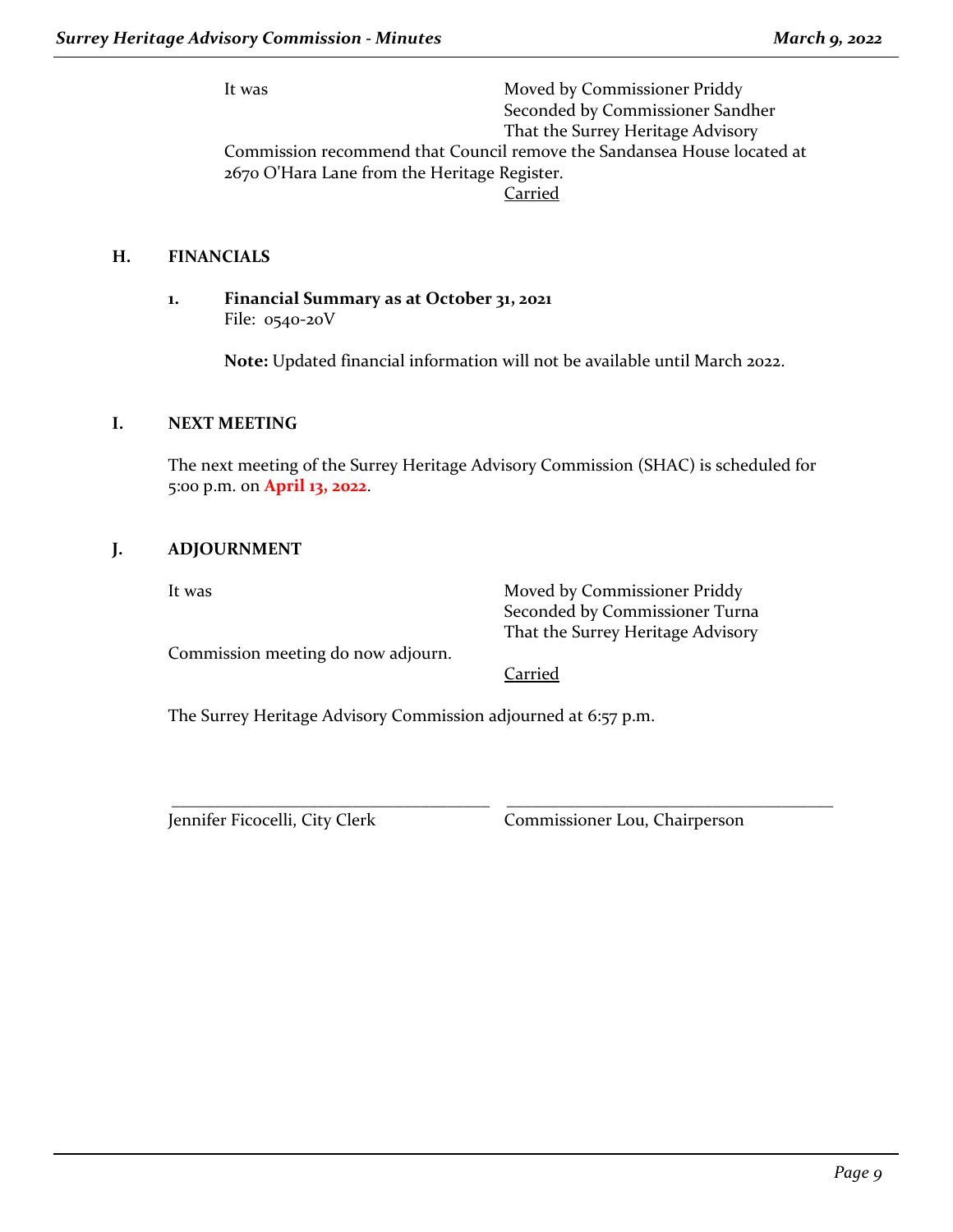It was Moved by Commissioner Priddy
Seconded by Commissioner Sandher
That the Surrey Heritage Advisory Commission recommend that Council remove the Sandansea House located at 2670 O'Hara Lane from the Heritage Register.

Carried

## H. FINANCIALS

**1. Financial Summary as at October 31, 2021**
File: 0540-20V

**Note:** Updated financial information will not be available until March 2022.

## I. NEXT MEETING

The next meeting of the Surrey Heritage Advisory Commission (SHAC) is scheduled for 5:00 p.m. on **April 13, 2022**.

## J. ADJOURNMENT

It was Moved by Commissioner Priddy
Seconded by Commissioner Turna
That the Surrey Heritage Advisory Commission meeting do now adjourn.

Carried

The Surrey Heritage Advisory Commission adjourned at 6:57 p.m.

______________________________
Jennifer Ficocelli, City Clerk

______________________________
Commissioner Lou, Chairperson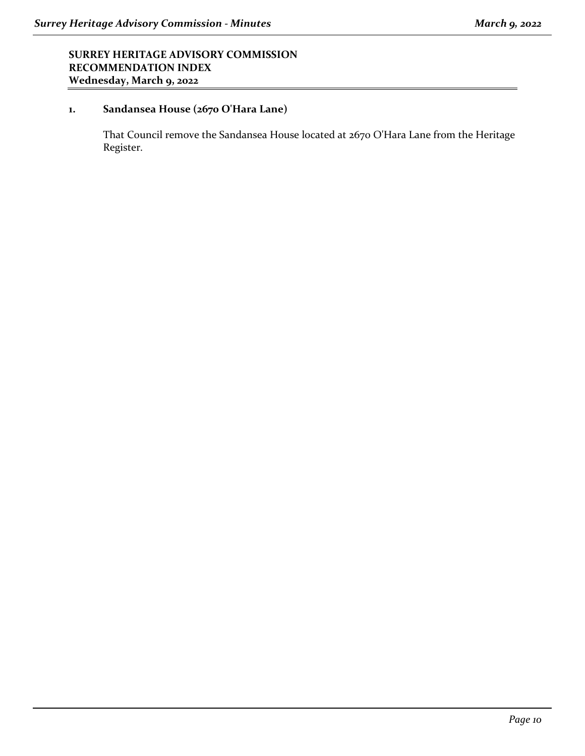**SURREY HERITAGE ADVISORY COMMISSION**
**RECOMMENDATION INDEX**
**Wednesday, March 9, 2022**

**1. Sandansea House (2670 O'Hara Lane)**

That Council remove the Sandansea House located at 2670 O'Hara Lane from the Heritage Register.